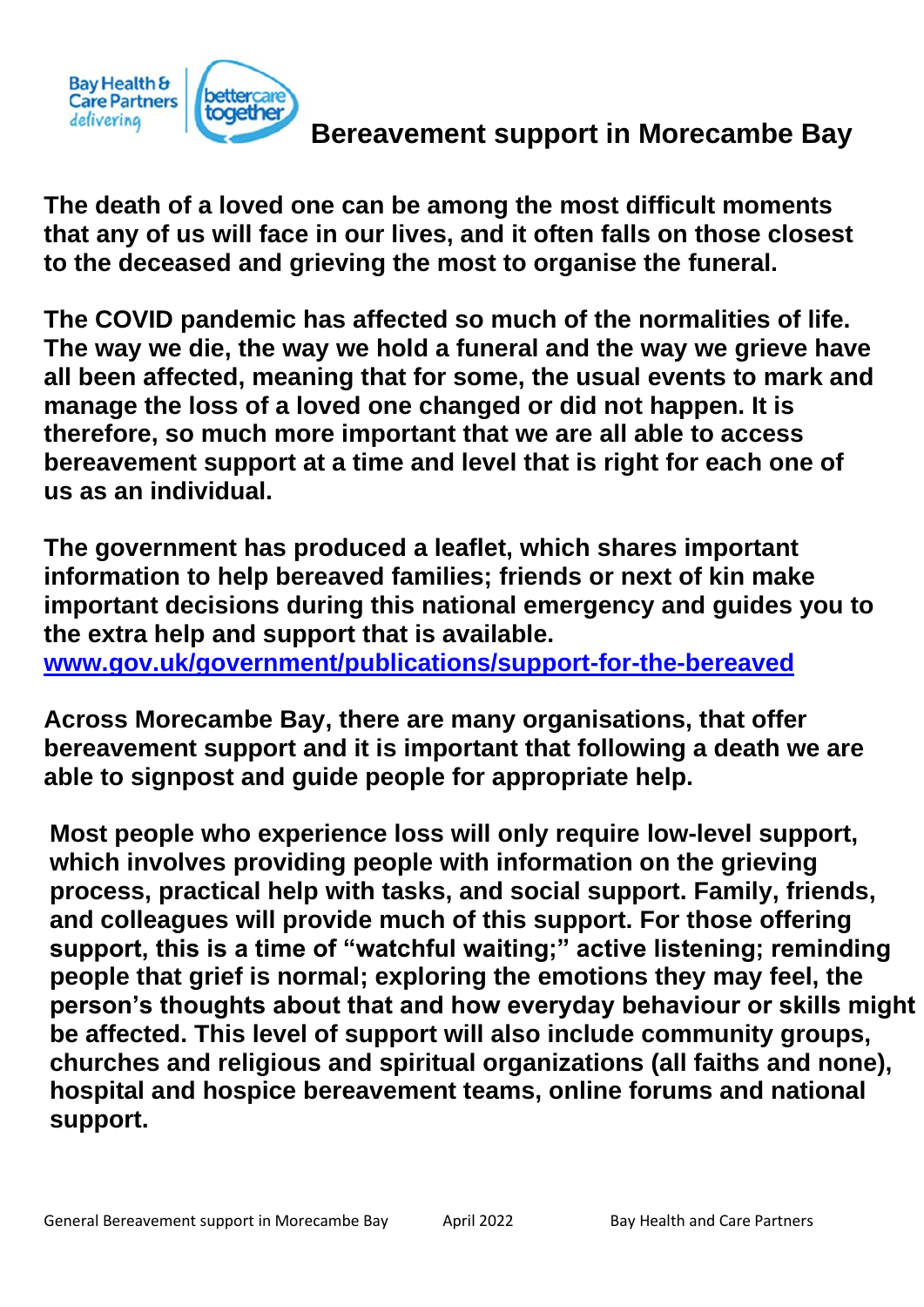# Bereavement support in Morecambe Bay

**The death of a loved one can be among the most difficult moments that any of us will face in our lives, and it often falls on those closest to the deceased and grieving the most to organise the funeral.**

**The COVID pandemic has affected so much of the normalities of life. The way we die, the way we hold a funeral and the way we grieve have all been affected, meaning that for some, the usual events to mark and manage the loss of a loved one changed or did not happen. It is therefore, so much more important that we are all able to access bereavement support at a time and level that is right for each one of us as an individual.**

**The government has produced a leaflet, which shares important information to help bereaved families; friends or next of kin make important decisions during this national emergency and guides you to the extra help and support that is available.**
**[www.gov.uk/government/publications/support-for-the-bereaved](www.gov.uk/government/publications/support-for-the-bereaved)**

**Across Morecambe Bay, there are many organisations, that offer bereavement support and it is important that following a death we are able to signpost and guide people for appropriate help.**

**Most people who experience loss will only require low-level support, which involves providing people with information on the grieving process, practical help with tasks, and social support. Family, friends, and colleagues will provide much of this support. For those offering support, this is a time of "watchful waiting;" active listening; reminding people that grief is normal; exploring the emotions they may feel, the person's thoughts about that and how everyday behaviour or skills might be affected. This level of support will also include community groups, churches and religious and spiritual organizations (all faiths and none), hospital and hospice bereavement teams, online forums and national support.**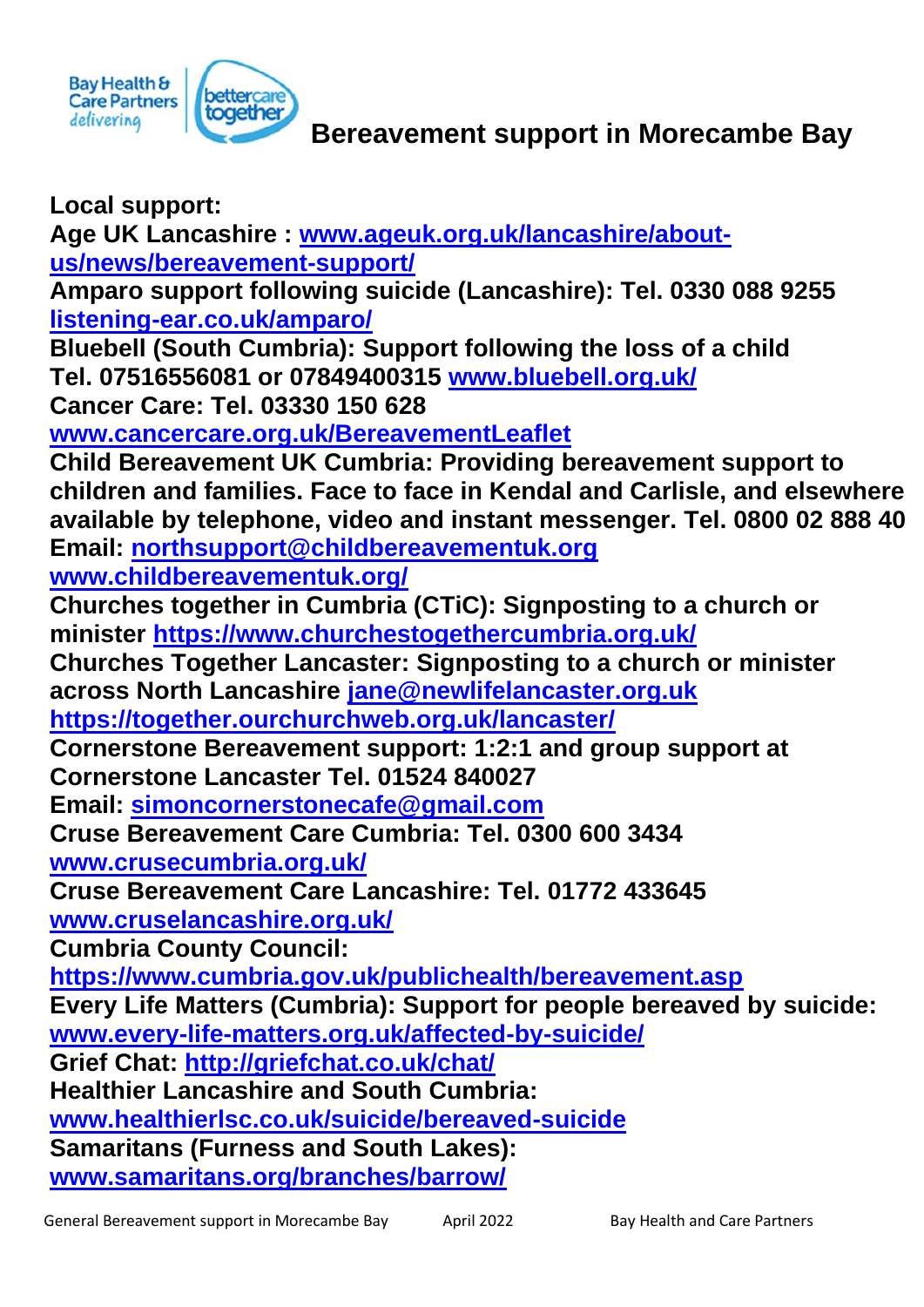# Bereavement support in Morecambe Bay

**Local support:**

**Age UK Lancashire : www.ageuk.org.uk/lancashire/about-us/news/bereavement-support/**

**Amparo support following suicide (Lancashire): Tel. 0330 088 9255 listening-ear.co.uk/amparo/**

**Bluebell (South Cumbria): Support following the loss of a child Tel. 07516556081 or 07849400315 www.bluebell.org.uk/**

**Cancer Care: Tel. 03330 150 628 www.cancercare.org.uk/BereavementLeaflet**

**Child Bereavement UK Cumbria: Providing bereavement support to children and families. Face to face in Kendal and Carlisle, and elsewhere available by telephone, video and instant messenger. Tel. 0800 02 888 40 Email: northsupport@childbereavementuk.org www.childbereavementuk.org/**

**Churches together in Cumbria (CTiC): Signposting to a church or minister https://www.churchestogethercumbria.org.uk/**

**Churches Together Lancaster: Signposting to a church or minister across North Lancashire jane@newlifelancaster.org.uk https://together.ourchurchweb.org.uk/lancaster/**

**Cornerstone Bereavement support: 1:2:1 and group support at Cornerstone Lancaster Tel. 01524 840027 Email: simoncornerstonecafe@gmail.com**

**Cruse Bereavement Care Cumbria: Tel. 0300 600 3434 www.crusecumbria.org.uk/**

**Cruse Bereavement Care Lancashire: Tel. 01772 433645 www.cruselancashire.org.uk/**

**Cumbria County Council: https://www.cumbria.gov.uk/publichealth/bereavement.asp**

**Every Life Matters (Cumbria): Support for people bereaved by suicide: www.every-life-matters.org.uk/affected-by-suicide/**

**Grief Chat: http://griefchat.co.uk/chat/**

**Healthier Lancashire and South Cumbria: www.healthierlsc.co.uk/suicide/bereaved-suicide**

**Samaritans (Furness and South Lakes): www.samaritans.org/branches/barrow/**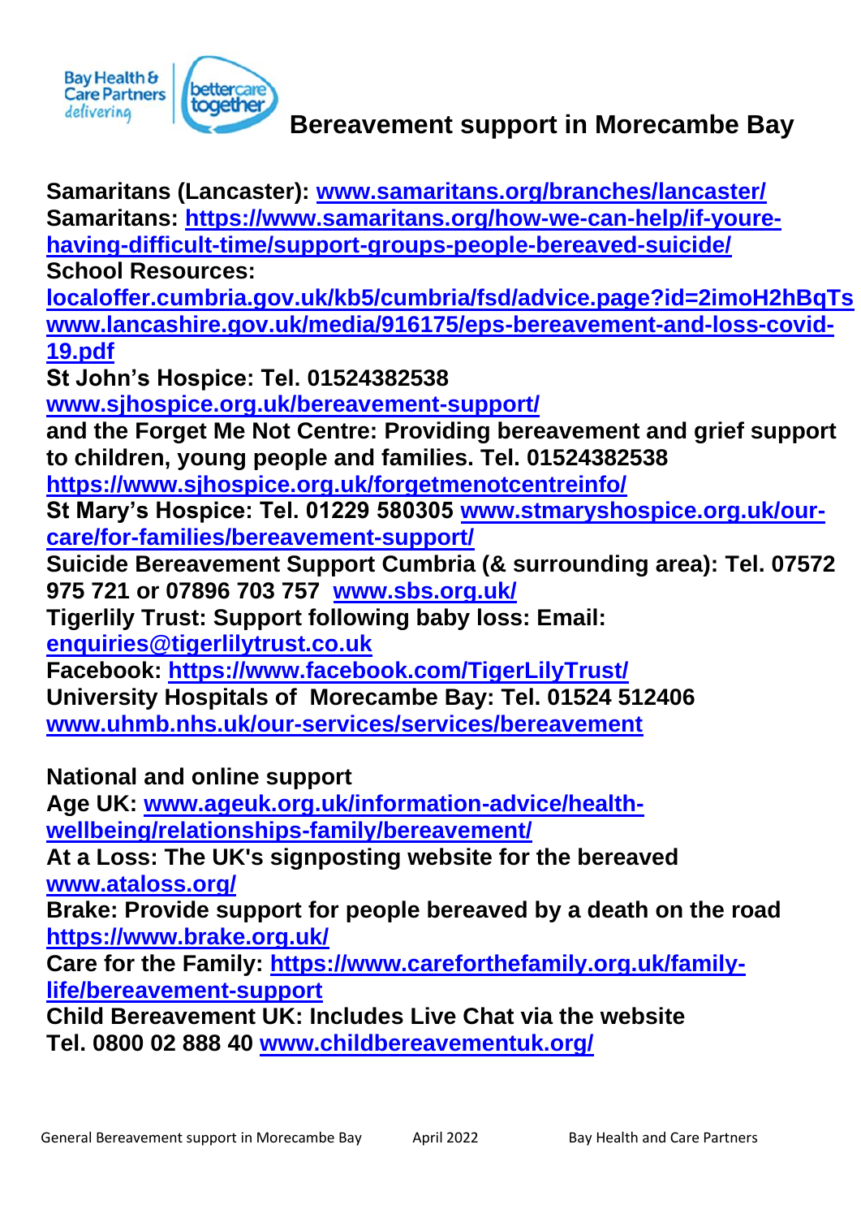# Bereavement support in Morecambe Bay

**Samaritans (Lancaster): www.samaritans.org/branches/lancaster/**
**Samaritans: https://www.samaritans.org/how-we-can-help/if-youre-having-difficult-time/support-groups-people-bereaved-suicide/**
**School Resources:**
**localoffer.cumbria.gov.uk/kb5/cumbria/fsd/advice.page?id=2imoH2hBqTs**
**www.lancashire.gov.uk/media/916175/eps-bereavement-and-loss-covid-19.pdf**
**St John's Hospice: Tel. 01524382538**
**www.sjhospice.org.uk/bereavement-support/**
**and the Forget Me Not Centre: Providing bereavement and grief support to children, young people and families. Tel. 01524382538**
**https://www.sjhospice.org.uk/forgetmenotcentreinfo/**
**St Mary's Hospice: Tel. 01229 580305 www.stmaryshospice.org.uk/our-care/for-families/bereavement-support/**
**Suicide Bereavement Support Cumbria (& surrounding area): Tel. 07572 975 721 or 07896 703 757 www.sbs.org.uk/**
**Tigerlily Trust: Support following baby loss: Email: enquiries@tigerlilytrust.co.uk**
**Facebook: https://www.facebook.com/TigerLilyTrust/**
**University Hospitals of Morecambe Bay: Tel. 01524 512406**
**www.uhmb.nhs.uk/our-services/services/bereavement**

**National and online support**
**Age UK: www.ageuk.org.uk/information-advice/health-wellbeing/relationships-family/bereavement/**
**At a Loss: The UK's signposting website for the bereaved**
**www.ataloss.org/**
**Brake: Provide support for people bereaved by a death on the road**
**https://www.brake.org.uk/**
**Care for the Family: https://www.careforthefamily.org.uk/family-life/bereavement-support**
**Child Bereavement UK: Includes Live Chat via the website**
**Tel. 0800 02 888 40 www.childbereavementuk.org/**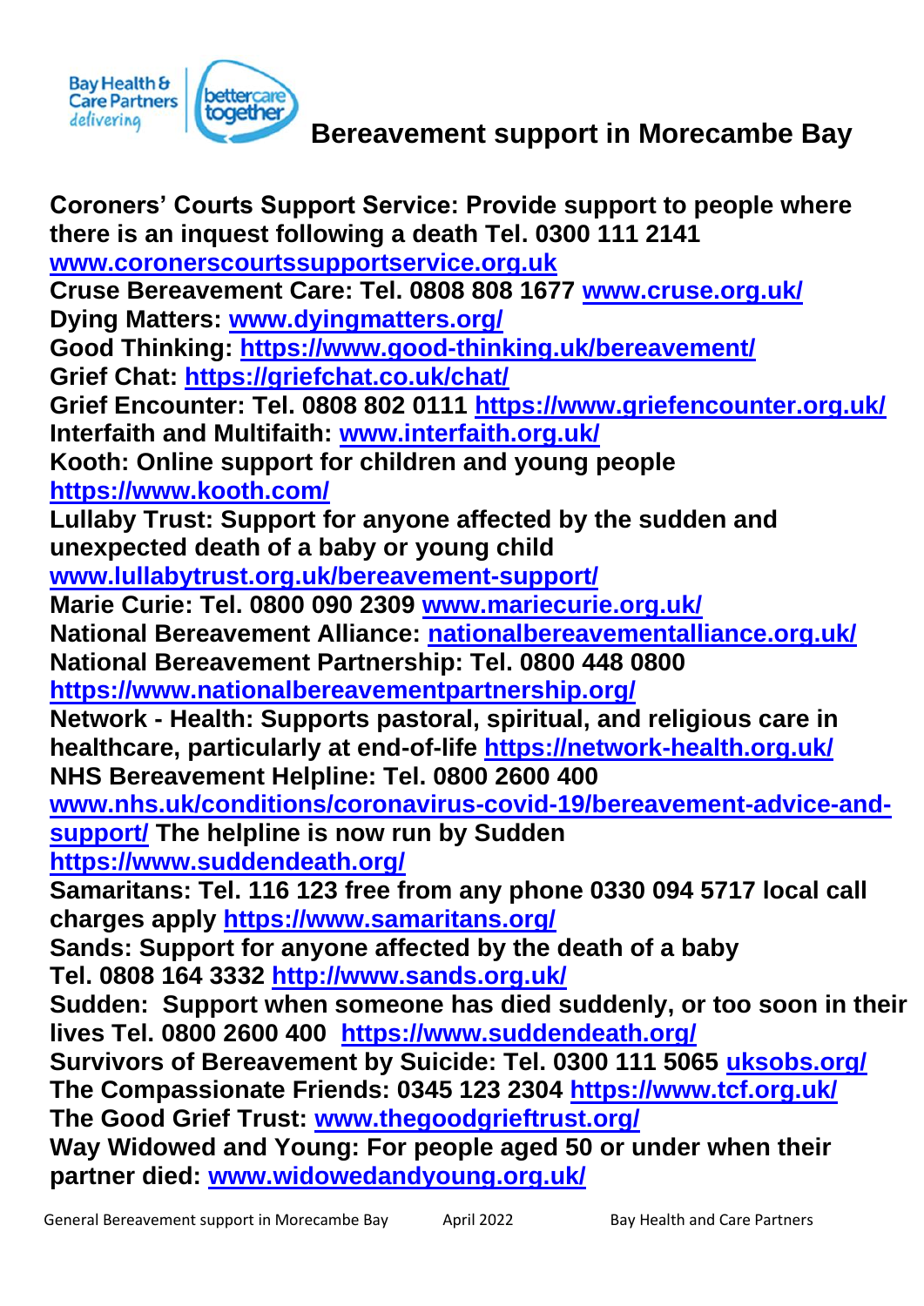# Bereavement support in Morecambe Bay

**Coroners' Courts Support Service: Provide support to people where there is an inquest following a death Tel. 0300 111 2141 [www.coronerscourtssupportservice.org.uk](www.coronerscourtssupportservice.org.uk)**
**Cruse Bereavement Care: Tel. 0808 808 1677 [www.cruse.org.uk/](www.cruse.org.uk/)**
**Dying Matters: [www.dyingmatters.org/](www.dyingmatters.org/)**
**Good Thinking: [https://www.good-thinking.uk/bereavement/](https://www.good-thinking.uk/bereavement/)**
**Grief Chat: [https://griefchat.co.uk/chat/](https://griefchat.co.uk/chat/)**
**Grief Encounter: Tel. 0808 802 0111 [https://www.griefencounter.org.uk/](https://www.griefencounter.org.uk/)**
**Interfaith and Multifaith: [www.interfaith.org.uk/](www.interfaith.org.uk/)**
**Kooth: Online support for children and young people [https://www.kooth.com/](https://www.kooth.com/)**
**Lullaby Trust: Support for anyone affected by the sudden and unexpected death of a baby or young child [www.lullabytrust.org.uk/bereavement-support/](www.lullabytrust.org.uk/bereavement-support/)**
**Marie Curie: Tel. 0800 090 2309 [www.mariecurie.org.uk/](www.mariecurie.org.uk/)**
**National Bereavement Alliance: [nationalbereavementalliance.org.uk/](nationalbereavementalliance.org.uk/)**
**National Bereavement Partnership: Tel. 0800 448 0800 [https://www.nationalbereavementpartnership.org/](https://www.nationalbereavementpartnership.org/)**
**Network - Health: Supports pastoral, spiritual, and religious care in healthcare, particularly at end-of-life [https://network-health.org.uk/](https://network-health.org.uk/)**
**NHS Bereavement Helpline: Tel. 0800 2600 400 [www.nhs.uk/conditions/coronavirus-covid-19/bereavement-advice-and-support/](www.nhs.uk/conditions/coronavirus-covid-19/bereavement-advice-and-support/) The helpline is now run by Sudden [https://www.suddendeath.org/](https://www.suddendeath.org/)**
**Samaritans: Tel. 116 123 free from any phone 0330 094 5717 local call charges apply [https://www.samaritans.org/](https://www.samaritans.org/)**
**Sands: Support for anyone affected by the death of a baby Tel. 0808 164 3332 [http://www.sands.org.uk/](http://www.sands.org.uk/)**
**Sudden: Support when someone has died suddenly, or too soon in their lives Tel. 0800 2600 400 [https://www.suddendeath.org/](https://www.suddendeath.org/)**
**Survivors of Bereavement by Suicide: Tel. 0300 111 5065 [uksobs.org/](uksobs.org/)**
**The Compassionate Friends: 0345 123 2304 [https://www.tcf.org.uk/](https://www.tcf.org.uk/)**
**The Good Grief Trust: [www.thegoodgrieftrust.org/](www.thegoodgrieftrust.org/)**
**Way Widowed and Young: For people aged 50 or under when their partner died: [www.widowedandyoung.org.uk/](www.widowedandyoung.org.uk/)**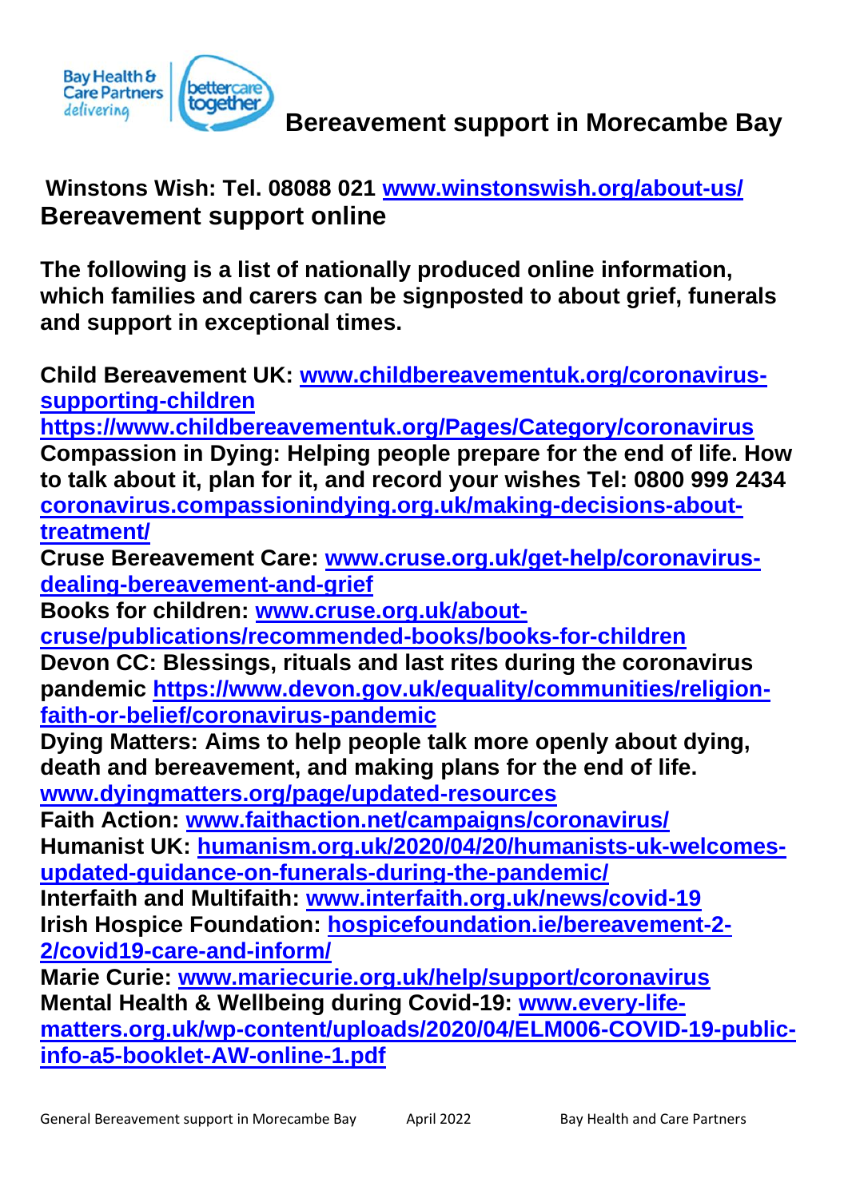# Bereavement support in Morecambe Bay

**Winstons Wish: Tel. 08088 021 www.winstonswish.org/about-us/**

## Bereavement support online

**The following is a list of nationally produced online information, which families and carers can be signposted to about grief, funerals and support in exceptional times.**

**Child Bereavement UK: www.childbereavementuk.org/coronavirus-supporting-children**
**https://www.childbereavementuk.org/Pages/Category/coronavirus**

**Compassion in Dying: Helping people prepare for the end of life. How to talk about it, plan for it, and record your wishes Tel: 0800 999 2434 coronavirus.compassionindying.org.uk/making-decisions-about-treatment/**

**Cruse Bereavement Care: www.cruse.org.uk/get-help/coronavirus-dealing-bereavement-and-grief**

**Books for children: www.cruse.org.uk/about-cruse/publications/recommended-books/books-for-children**

**Devon CC: Blessings, rituals and last rites during the coronavirus pandemic https://www.devon.gov.uk/equality/communities/religion-faith-or-belief/coronavirus-pandemic**

**Dying Matters: Aims to help people talk more openly about dying, death and bereavement, and making plans for the end of life. www.dyingmatters.org/page/updated-resources**

**Faith Action: www.faithaction.net/campaigns/coronavirus/**

**Humanist UK: humanism.org.uk/2020/04/20/humanists-uk-welcomes-updated-guidance-on-funerals-during-the-pandemic/**

**Interfaith and Multifaith: www.interfaith.org.uk/news/covid-19**

**Irish Hospice Foundation: hospicefoundation.ie/bereavement-2-2/covid19-care-and-inform/**

**Marie Curie: www.mariecurie.org.uk/help/support/coronavirus**

**Mental Health & Wellbeing during Covid-19: www.every-life-matters.org.uk/wp-content/uploads/2020/04/ELM006-COVID-19-public-info-a5-booklet-AW-online-1.pdf**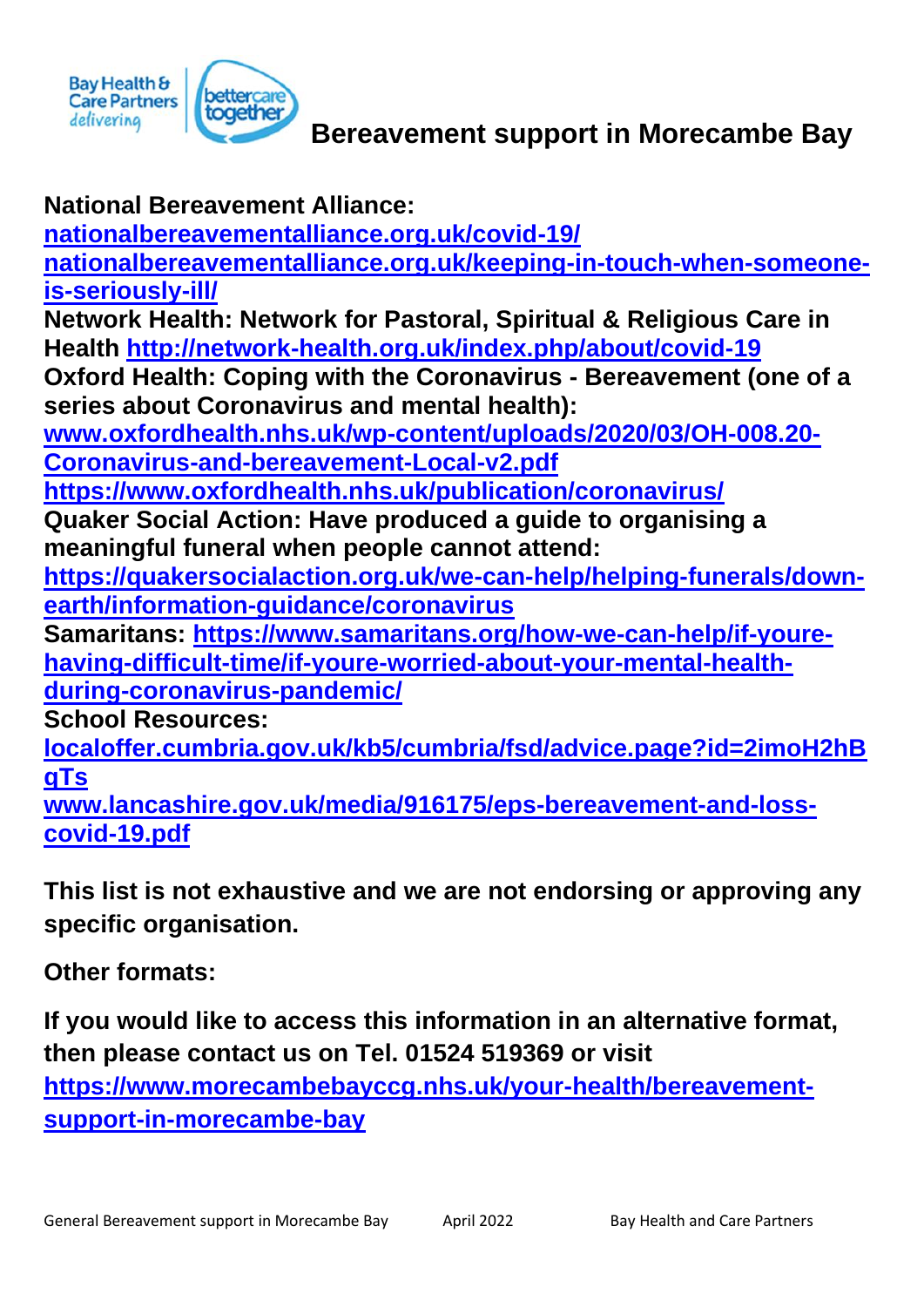# Bereavement support in Morecambe Bay

**National Bereavement Alliance:**
nationalbereavementalliance.org.uk/covid-19/
nationalbereavementalliance.org.uk/keeping-in-touch-when-someone-is-seriously-ill/

**Network Health: Network for Pastoral, Spiritual & Religious Care in Health** http://network-health.org.uk/index.php/about/covid-19

**Oxford Health: Coping with the Coronavirus - Bereavement (one of a series about Coronavirus and mental health):**
www.oxfordhealth.nhs.uk/wp-content/uploads/2020/03/OH-008.20-Coronavirus-and-bereavement-Local-v2.pdf
https://www.oxfordhealth.nhs.uk/publication/coronavirus/

**Quaker Social Action: Have produced a guide to organising a meaningful funeral when people cannot attend:**
https://quakersocialaction.org.uk/we-can-help/helping-funerals/down-earth/information-guidance/coronavirus

**Samaritans:** https://www.samaritans.org/how-we-can-help/if-youre-having-difficult-time/if-youre-worried-about-your-mental-health-during-coronavirus-pandemic/

**School Resources:**
localoffer.cumbria.gov.uk/kb5/cumbria/fsd/advice.page?id=2imoH2hBqTs
www.lancashire.gov.uk/media/916175/eps-bereavement-and-loss-covid-19.pdf

**This list is not exhaustive and we are not endorsing or approving any specific organisation.**

**Other formats:**

**If you would like to access this information in an alternative format, then please contact us on Tel. 01524 519369 or visit** https://www.morecambebayccg.nhs.uk/your-health/bereavement-support-in-morecambe-bay